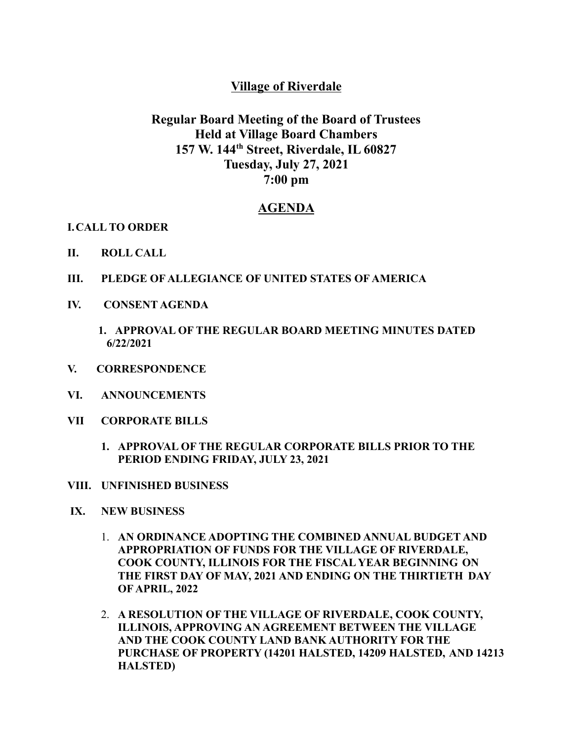# Village of Riverdale

## Regular Board Meeting of the Board of Trustees
## Held at Village Board Chambers
## 157 W. 144th Street, Riverdale, IL 60827
## Tuesday, July 27, 2021
## 7:00 pm

## AGENDA

**I. CALL TO ORDER**

**II. ROLL CALL**

**III. PLEDGE OF ALLEGIANCE OF UNITED STATES OF AMERICA**

**IV. CONSENT AGENDA**

1. **APPROVAL OF THE REGULAR BOARD MEETING MINUTES DATED 6/22/2021**

**V. CORRESPONDENCE**

**VI. ANNOUNCEMENTS**

**VII CORPORATE BILLS**

1. **APPROVAL OF THE REGULAR CORPORATE BILLS PRIOR TO THE PERIOD ENDING FRIDAY, JULY 23, 2021**

**VIII. UNFINISHED BUSINESS**

**IX. NEW BUSINESS**

1. **AN ORDINANCE ADOPTING THE COMBINED ANNUAL BUDGET AND APPROPRIATION OF FUNDS FOR THE VILLAGE OF RIVERDALE, COOK COUNTY, ILLINOIS FOR THE FISCAL YEAR BEGINNING ON THE FIRST DAY OF MAY, 2021 AND ENDING ON THE THIRTIETH DAY OF APRIL, 2022**

2. **A RESOLUTION OF THE VILLAGE OF RIVERDALE, COOK COUNTY, ILLINOIS, APPROVING AN AGREEMENT BETWEEN THE VILLAGE AND THE COOK COUNTY LAND BANK AUTHORITY FOR THE PURCHASE OF PROPERTY (14201 HALSTED, 14209 HALSTED, AND 14213 HALSTED)**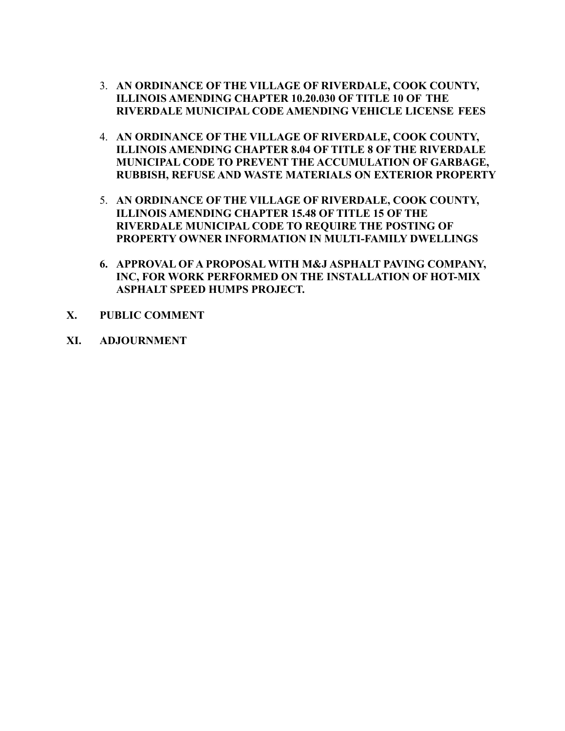3. **AN ORDINANCE OF THE VILLAGE OF RIVERDALE, COOK COUNTY, ILLINOIS AMENDING CHAPTER 10.20.030 OF TITLE 10 OF THE RIVERDALE MUNICIPAL CODE AMENDING VEHICLE LICENSE FEES**

4. **AN ORDINANCE OF THE VILLAGE OF RIVERDALE, COOK COUNTY, ILLINOIS AMENDING CHAPTER 8.04 OF TITLE 8 OF THE RIVERDALE MUNICIPAL CODE TO PREVENT THE ACCUMULATION OF GARBAGE, RUBBISH, REFUSE AND WASTE MATERIALS ON EXTERIOR PROPERTY**

5. **AN ORDINANCE OF THE VILLAGE OF RIVERDALE, COOK COUNTY, ILLINOIS AMENDING CHAPTER 15.48 OF TITLE 15 OF THE RIVERDALE MUNICIPAL CODE TO REQUIRE THE POSTING OF PROPERTY OWNER INFORMATION IN MULTI-FAMILY DWELLINGS**

6. **APPROVAL OF A PROPOSAL WITH M&J ASPHALT PAVING COMPANY, INC, FOR WORK PERFORMED ON THE INSTALLATION OF HOT-MIX ASPHALT SPEED HUMPS PROJECT.**

**X. PUBLIC COMMENT**

**XI. ADJOURNMENT**